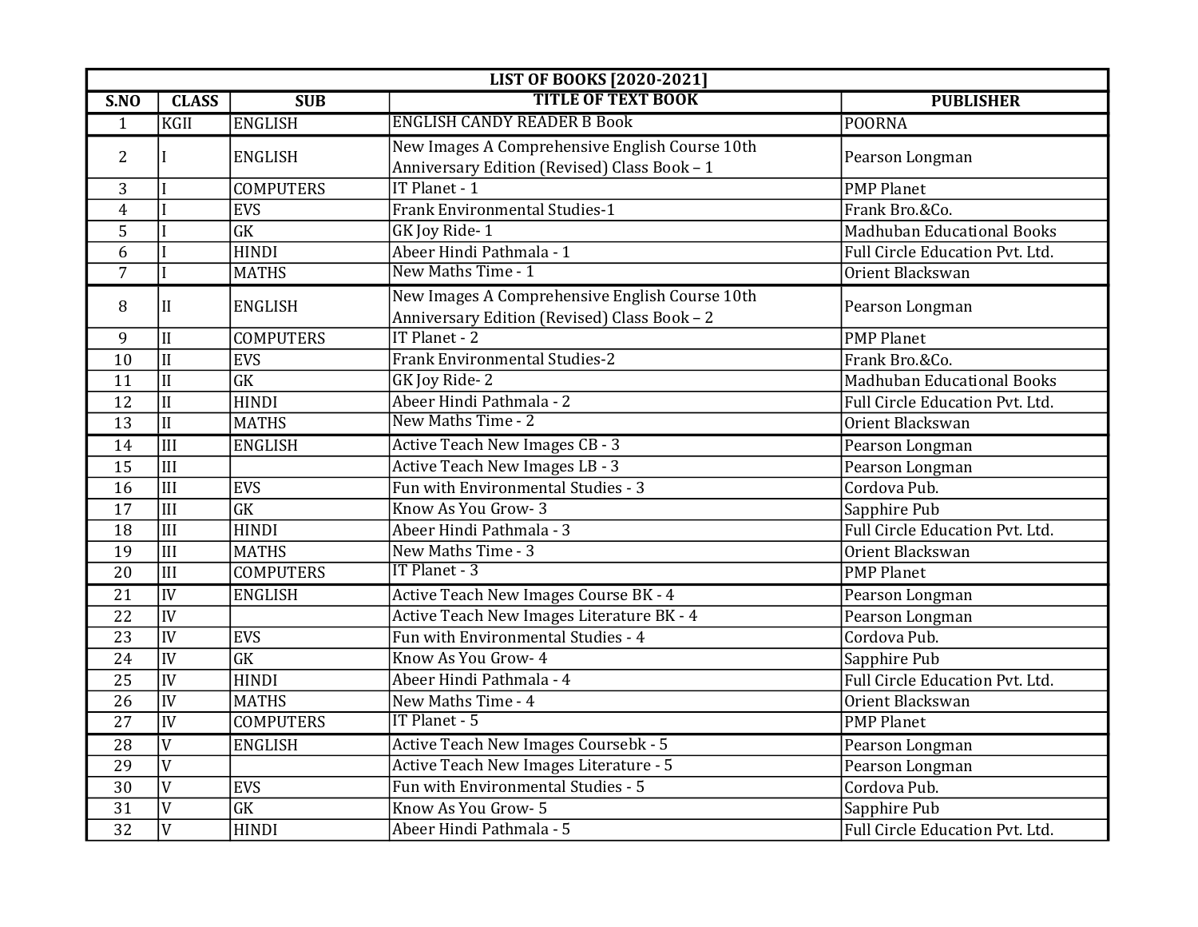| LIST OF BOOKS [2020-2021] | | | | |
|---|---|---|---|---|
| **S.NO** | **CLASS** | **SUB** | **TITLE OF TEXT BOOK** | **PUBLISHER** |
| 1 | KGII | ENGLISH | ENGLISH CANDY READER B Book | POORNA |
| 2 | I | ENGLISH | New Images A Comprehensive English Course 10th Anniversary Edition (Revised) Class Book – 1 | Pearson Longman |
| 3 | I | COMPUTERS | IT Planet - 1 | PMP Planet |
| 4 | I | EVS | Frank Environmental Studies-1 | Frank Bro.&Co. |
| 5 | I | GK | GK Joy Ride- 1 | Madhuban Educational Books |
| 6 | I | HINDI | Abeer Hindi Pathmala - 1 | Full Circle Education Pvt. Ltd. |
| 7 | I | MATHS | New Maths Time - 1 | Orient Blackswan |
| 8 | II | ENGLISH | New Images A Comprehensive English Course 10th Anniversary Edition (Revised) Class Book – 2 | Pearson Longman |
| 9 | II | COMPUTERS | IT Planet - 2 | PMP Planet |
| 10 | II | EVS | Frank Environmental Studies-2 | Frank Bro.&Co. |
| 11 | II | GK | GK Joy Ride- 2 | Madhuban Educational Books |
| 12 | II | HINDI | Abeer Hindi Pathmala - 2 | Full Circle Education Pvt. Ltd. |
| 13 | II | MATHS | New Maths Time - 2 | Orient Blackswan |
| 14 | III | ENGLISH | Active Teach New Images CB - 3 | Pearson Longman |
| 15 | III | | Active Teach New Images LB - 3 | Pearson Longman |
| 16 | III | EVS | Fun with Environmental Studies - 3 | Cordova Pub. |
| 17 | III | GK | Know As You Grow- 3 | Sapphire Pub |
| 18 | III | HINDI | Abeer Hindi Pathmala - 3 | Full Circle Education Pvt. Ltd. |
| 19 | III | MATHS | New Maths Time - 3 | Orient Blackswan |
| 20 | III | COMPUTERS | IT Planet - 3 | PMP Planet |
| 21 | IV | ENGLISH | Active Teach New Images Course BK - 4 | Pearson Longman |
| 22 | IV | | Active Teach New Images Literature BK - 4 | Pearson Longman |
| 23 | IV | EVS | Fun with Environmental Studies - 4 | Cordova Pub. |
| 24 | IV | GK | Know As You Grow- 4 | Sapphire Pub |
| 25 | IV | HINDI | Abeer Hindi Pathmala - 4 | Full Circle Education Pvt. Ltd. |
| 26 | IV | MATHS | New Maths Time - 4 | Orient Blackswan |
| 27 | IV | COMPUTERS | IT Planet - 5 | PMP Planet |
| 28 | V | ENGLISH | Active Teach New Images Coursebk - 5 | Pearson Longman |
| 29 | V | | Active Teach New Images Literature - 5 | Pearson Longman |
| 30 | V | EVS | Fun with Environmental Studies - 5 | Cordova Pub. |
| 31 | V | GK | Know As You Grow- 5 | Sapphire Pub |
| 32 | V | HINDI | Abeer Hindi Pathmala - 5 | Full Circle Education Pvt. Ltd. |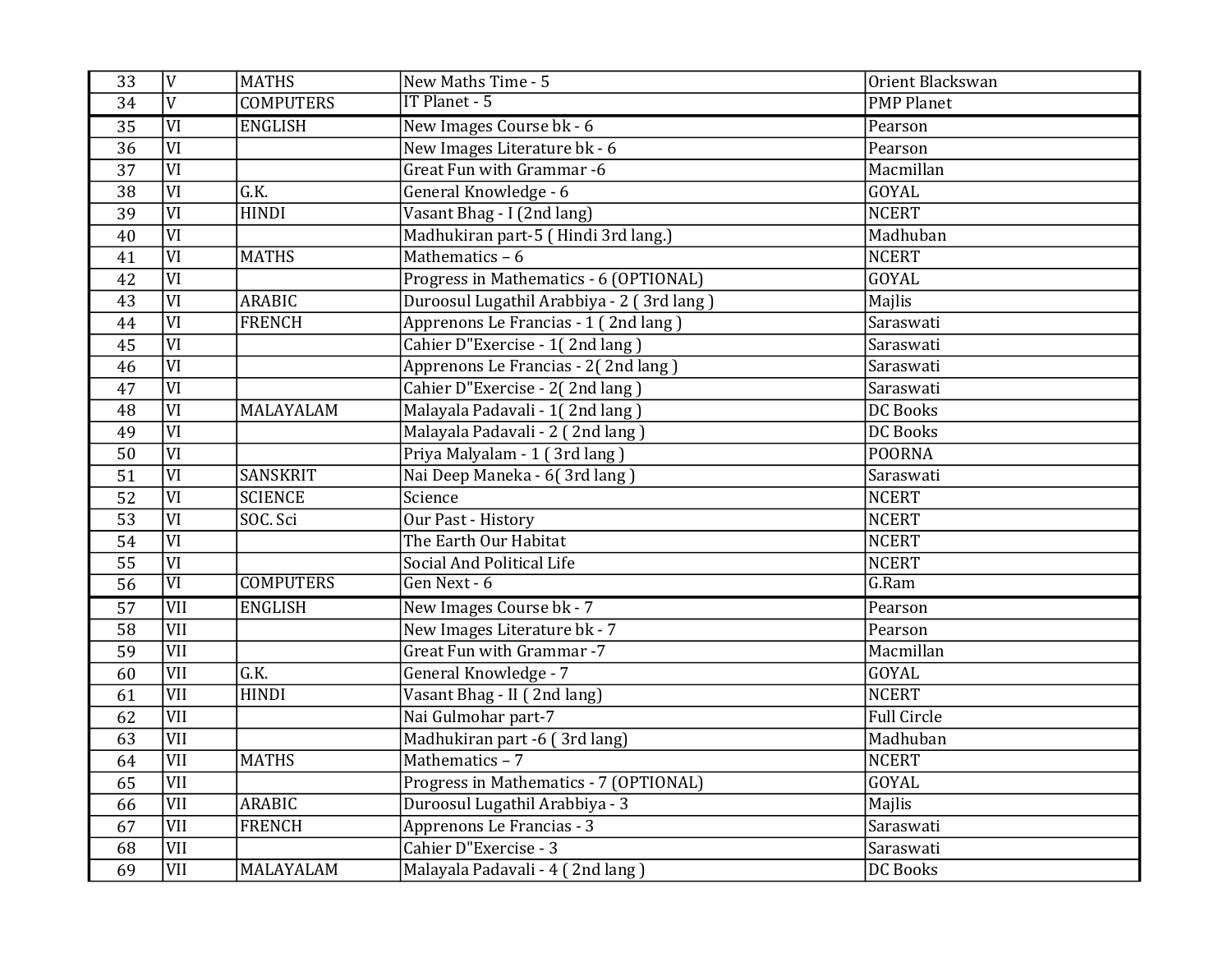| 33 | V | MATHS | New Maths Time - 5 | Orient Blackswan |
|---|---|---|---|---|
| 34 | V | COMPUTERS | IT Planet - 5 | PMP Planet |
| 35 | VI | ENGLISH | New Images Course bk - 6 | Pearson |
| 36 | VI | | New Images Literature bk - 6 | Pearson |
| 37 | VI | | Great Fun with Grammar -6 | Macmillan |
| 38 | VI | G.K. | General Knowledge - 6 | GOYAL |
| 39 | VI | HINDI | Vasant Bhag - I (2nd lang) | NCERT |
| 40 | VI | | Madhukiran part-5 ( Hindi 3rd lang.) | Madhuban |
| 41 | VI | MATHS | Mathematics – 6 | NCERT |
| 42 | VI | | Progress in Mathematics - 6 (OPTIONAL) | GOYAL |
| 43 | VI | ARABIC | Duroosul Lugathil Arabbiya - 2 ( 3rd lang ) | Majlis |
| 44 | VI | FRENCH | Apprenons Le Francias - 1 ( 2nd lang ) | Saraswati |
| 45 | VI | | Cahier D"Exercise - 1( 2nd lang ) | Saraswati |
| 46 | VI | | Apprenons Le Francias - 2( 2nd lang ) | Saraswati |
| 47 | VI | | Cahier D"Exercise - 2( 2nd lang ) | Saraswati |
| 48 | VI | MALAYALAM | Malayala Padavali - 1( 2nd lang ) | DC Books |
| 49 | VI | | Malayala Padavali - 2 ( 2nd lang ) | DC Books |
| 50 | VI | | Priya Malyalam - 1 ( 3rd lang ) | POORNA |
| 51 | VI | SANSKRIT | Nai Deep Maneka - 6( 3rd lang ) | Saraswati |
| 52 | VI | SCIENCE | Science | NCERT |
| 53 | VI | SOC. Sci | Our Past - History | NCERT |
| 54 | VI | | The Earth Our Habitat | NCERT |
| 55 | VI | | Social And Political Life | NCERT |
| 56 | VI | COMPUTERS | Gen Next - 6 | G.Ram |
| 57 | VII | ENGLISH | New Images Course bk - 7 | Pearson |
| 58 | VII | | New Images Literature bk - 7 | Pearson |
| 59 | VII | | Great Fun with Grammar -7 | Macmillan |
| 60 | VII | G.K. | General Knowledge - 7 | GOYAL |
| 61 | VII | HINDI | Vasant Bhag - II ( 2nd lang) | NCERT |
| 62 | VII | | Nai Gulmohar part-7 | Full Circle |
| 63 | VII | | Madhukiran part -6 ( 3rd lang) | Madhuban |
| 64 | VII | MATHS | Mathematics – 7 | NCERT |
| 65 | VII | | Progress in Mathematics - 7 (OPTIONAL) | GOYAL |
| 66 | VII | ARABIC | Duroosul Lugathil Arabbiya - 3 | Majlis |
| 67 | VII | FRENCH | Apprenons Le Francias - 3 | Saraswati |
| 68 | VII | | Cahier D"Exercise - 3 | Saraswati |
| 69 | VII | MALAYALAM | Malayala Padavali - 4 ( 2nd lang ) | DC Books |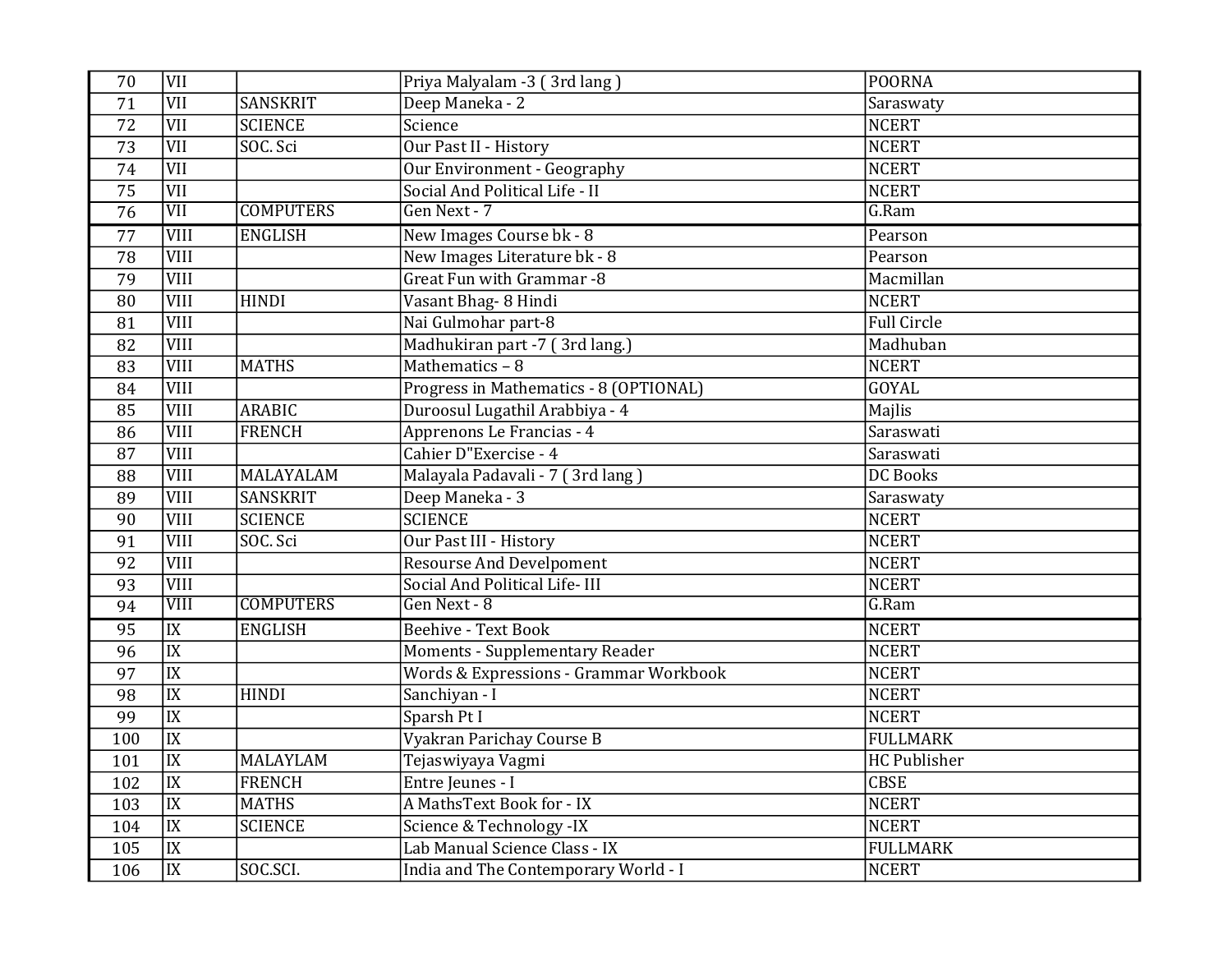| | | | | |
|---|---|---|---|---|
| 70 | VII | | Priya Malyalam -3 ( 3rd lang ) | POORNA |
| 71 | VII | SANSKRIT | Deep Maneka - 2 | Saraswaty |
| 72 | VII | SCIENCE | Science | NCERT |
| 73 | VII | SOC. Sci | Our Past II - History | NCERT |
| 74 | VII | | Our Environment - Geography | NCERT |
| 75 | VII | | Social And Political Life - II | NCERT |
| 76 | VII | COMPUTERS | Gen Next - 7 | G.Ram |
| 77 | VIII | ENGLISH | New Images Course bk - 8 | Pearson |
| 78 | VIII | | New Images Literature bk - 8 | Pearson |
| 79 | VIII | | Great Fun with Grammar -8 | Macmillan |
| 80 | VIII | HINDI | Vasant Bhag- 8 Hindi | NCERT |
| 81 | VIII | | Nai Gulmohar part-8 | Full Circle |
| 82 | VIII | | Madhukiran part -7 ( 3rd lang.) | Madhuban |
| 83 | VIII | MATHS | Mathematics – 8 | NCERT |
| 84 | VIII | | Progress in Mathematics - 8 (OPTIONAL) | GOYAL |
| 85 | VIII | ARABIC | Duroosul Lugathil Arabbiya - 4 | Majlis |
| 86 | VIII | FRENCH | Apprenons Le Francias - 4 | Saraswati |
| 87 | VIII | | Cahier D"Exercise - 4 | Saraswati |
| 88 | VIII | MALAYALAM | Malayala Padavali - 7 ( 3rd lang ) | DC Books |
| 89 | VIII | SANSKRIT | Deep Maneka - 3 | Saraswaty |
| 90 | VIII | SCIENCE | SCIENCE | NCERT |
| 91 | VIII | SOC. Sci | Our Past III - History | NCERT |
| 92 | VIII | | Resourse And Develpoment | NCERT |
| 93 | VIII | | Social And Political Life- III | NCERT |
| 94 | VIII | COMPUTERS | Gen Next - 8 | G.Ram |
| 95 | IX | ENGLISH | Beehive - Text Book | NCERT |
| 96 | IX | | Moments - Supplementary Reader | NCERT |
| 97 | IX | | Words & Expressions - Grammar Workbook | NCERT |
| 98 | IX | HINDI | Sanchiyan - I | NCERT |
| 99 | IX | | Sparsh Pt I | NCERT |
| 100 | IX | | Vyakran Parichay Course B | FULLMARK |
| 101 | IX | MALAYLAM | Tejaswiyaya Vagmi | HC Publisher |
| 102 | IX | FRENCH | Entre Jeunes - I | CBSE |
| 103 | IX | MATHS | A MathsText Book for - IX | NCERT |
| 104 | IX | SCIENCE | Science & Technology -IX | NCERT |
| 105 | IX | | Lab Manual Science Class - IX | FULLMARK |
| 106 | IX | SOC.SCI. | India and The Contemporary World - I | NCERT |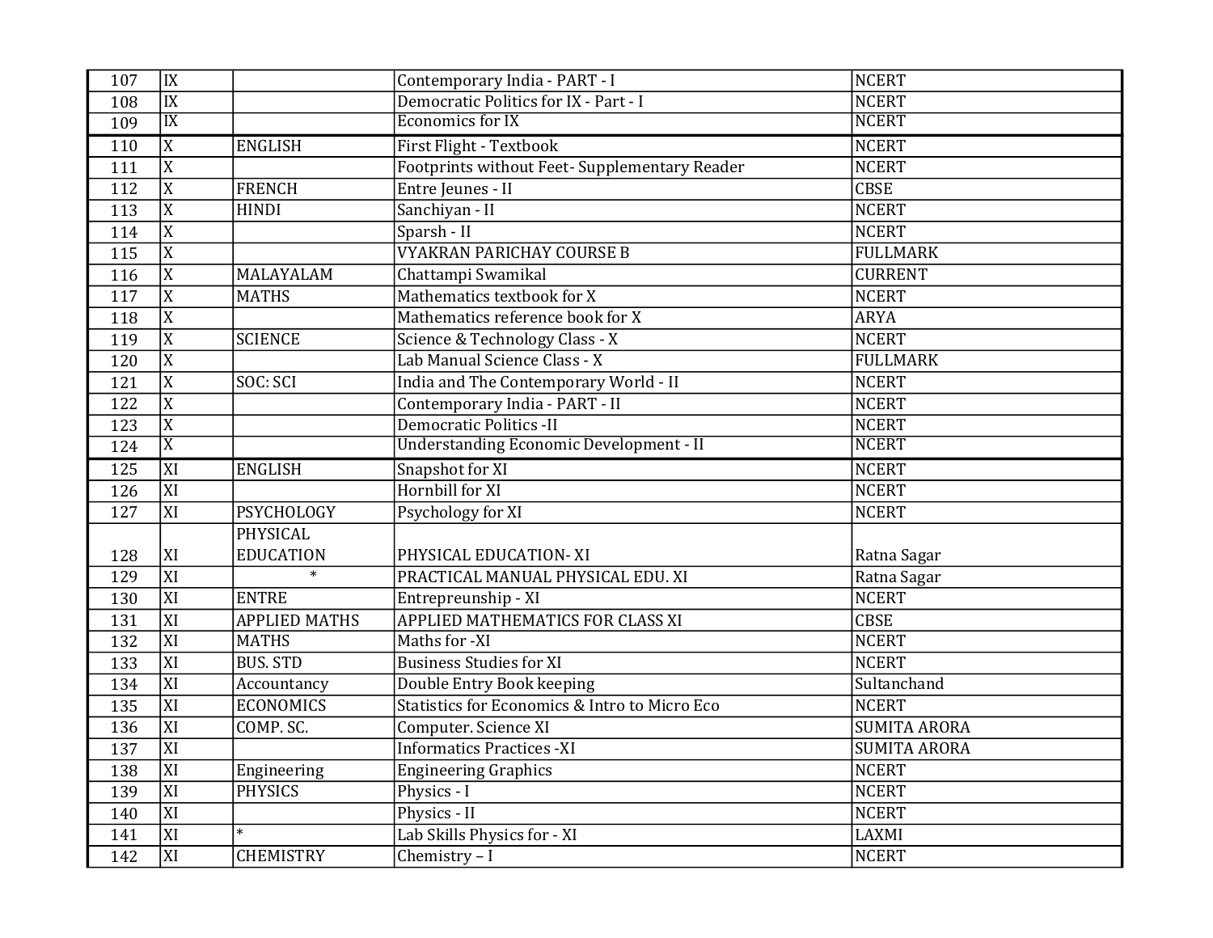| 107 | IX | | Contemporary India - PART - I | NCERT |
|---|---|---|---|---|
| 108 | IX | | Democratic Politics for IX - Part - I | NCERT |
| 109 | IX | | Economics for IX | NCERT |
| 110 | X | ENGLISH | First Flight - Textbook | NCERT |
| 111 | X | | Footprints without Feet- Supplementary Reader | NCERT |
| 112 | X | FRENCH | Entre Jeunes - II | CBSE |
| 113 | X | HINDI | Sanchiyan - II | NCERT |
| 114 | X | | Sparsh - II | NCERT |
| 115 | X | | VYAKRAN PARICHAY COURSE B | FULLMARK |
| 116 | X | MALAYALAM | Chattampi Swamikal | CURRENT |
| 117 | X | MATHS | Mathematics textbook for X | NCERT |
| 118 | X | | Mathematics reference book for X | ARYA |
| 119 | X | SCIENCE | Science & Technology Class - X | NCERT |
| 120 | X | | Lab Manual Science Class - X | FULLMARK |
| 121 | X | SOC: SCI | India and The Contemporary World - II | NCERT |
| 122 | X | | Contemporary India - PART - II | NCERT |
| 123 | X | | Democratic Politics -II | NCERT |
| 124 | X | | Understanding Economic Development - II | NCERT |
| 125 | XI | ENGLISH | Snapshot for XI | NCERT |
| 126 | XI | | Hornbill for XI | NCERT |
| 127 | XI | PSYCHOLOGY | Psychology for XI | NCERT |
| 128 | XI | PHYSICAL EDUCATION | PHYSICAL EDUCATION- XI | Ratna Sagar |
| 129 | XI | * | PRACTICAL MANUAL PHYSICAL EDU. XI | Ratna Sagar |
| 130 | XI | ENTRE | Entrepreunship - XI | NCERT |
| 131 | XI | APPLIED MATHS | APPLIED MATHEMATICS FOR CLASS XI | CBSE |
| 132 | XI | MATHS | Maths for -XI | NCERT |
| 133 | XI | BUS. STD | Business Studies for XI | NCERT |
| 134 | XI | Accountancy | Double Entry Book keeping | Sultanchand |
| 135 | XI | ECONOMICS | Statistics for Economics & Intro to Micro Eco | NCERT |
| 136 | XI | COMP. SC. | Computer. Science XI | SUMITA ARORA |
| 137 | XI | | Informatics Practices -XI | SUMITA ARORA |
| 138 | XI | Engineering | Engineering Graphics | NCERT |
| 139 | XI | PHYSICS | Physics - I | NCERT |
| 140 | XI | | Physics - II | NCERT |
| 141 | XI | * | Lab Skills Physics for - XI | LAXMI |
| 142 | XI | CHEMISTRY | Chemistry – I | NCERT |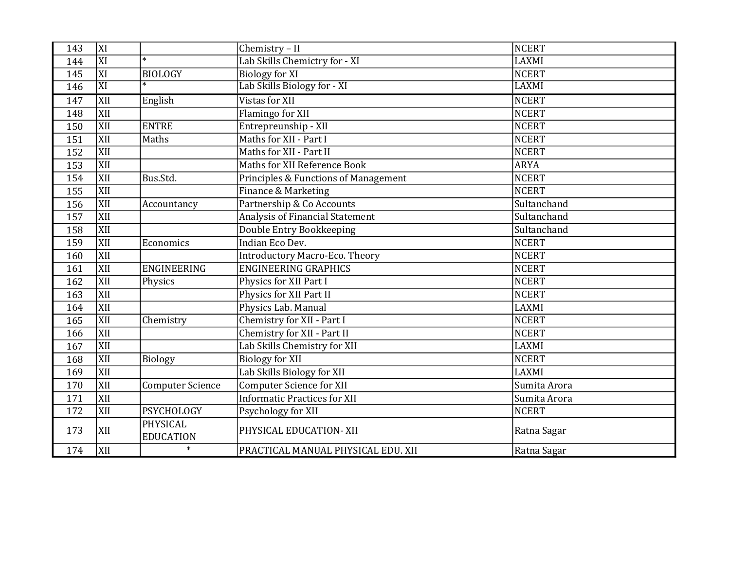| | | | | |
|---|---|---|---|---|
| 143 | XI | | Chemistry – II | NCERT |
| 144 | XI | * | Lab Skills Chemictry for - XI | LAXMI |
| 145 | XI | BIOLOGY | Biology for XI | NCERT |
| 146 | XI | * | Lab Skills Biology for - XI | LAXMI |
| 147 | XII | English | Vistas for XII | NCERT |
| 148 | XII | | Flamingo for XII | NCERT |
| 150 | XII | ENTRE | Entrepreunship - XII | NCERT |
| 151 | XII | Maths | Maths for XII - Part I | NCERT |
| 152 | XII | | Maths for XII - Part II | NCERT |
| 153 | XII | | Maths for XII Reference Book | ARYA |
| 154 | XII | Bus.Std. | Principles & Functions of Management | NCERT |
| 155 | XII | | Finance & Marketing | NCERT |
| 156 | XII | Accountancy | Partnership & Co Accounts | Sultanchand |
| 157 | XII | | Analysis of Financial Statement | Sultanchand |
| 158 | XII | | Double Entry Bookkeeping | Sultanchand |
| 159 | XII | Economics | Indian Eco Dev. | NCERT |
| 160 | XII | | Introductory Macro-Eco. Theory | NCERT |
| 161 | XII | ENGINEERING | ENGINEERING GRAPHICS | NCERT |
| 162 | XII | Physics | Physics for XII Part I | NCERT |
| 163 | XII | | Physics for XII Part II | NCERT |
| 164 | XII | | Physics Lab. Manual | LAXMI |
| 165 | XII | Chemistry | Chemistry for XII - Part I | NCERT |
| 166 | XII | | Chemistry for XII - Part II | NCERT |
| 167 | XII | | Lab Skills Chemistry for XII | LAXMI |
| 168 | XII | Biology | Biology for XII | NCERT |
| 169 | XII | | Lab Skills Biology for XII | LAXMI |
| 170 | XII | Computer Science | Computer Science for XII | Sumita Arora |
| 171 | XII | | Informatic Practices for XII | Sumita Arora |
| 172 | XII | PSYCHOLOGY | Psychology for XII | NCERT |
| 173 | XII | PHYSICAL EDUCATION | PHYSICAL EDUCATION- XII | Ratna Sagar |
| 174 | XII | * | PRACTICAL MANUAL PHYSICAL EDU. XII | Ratna Sagar |